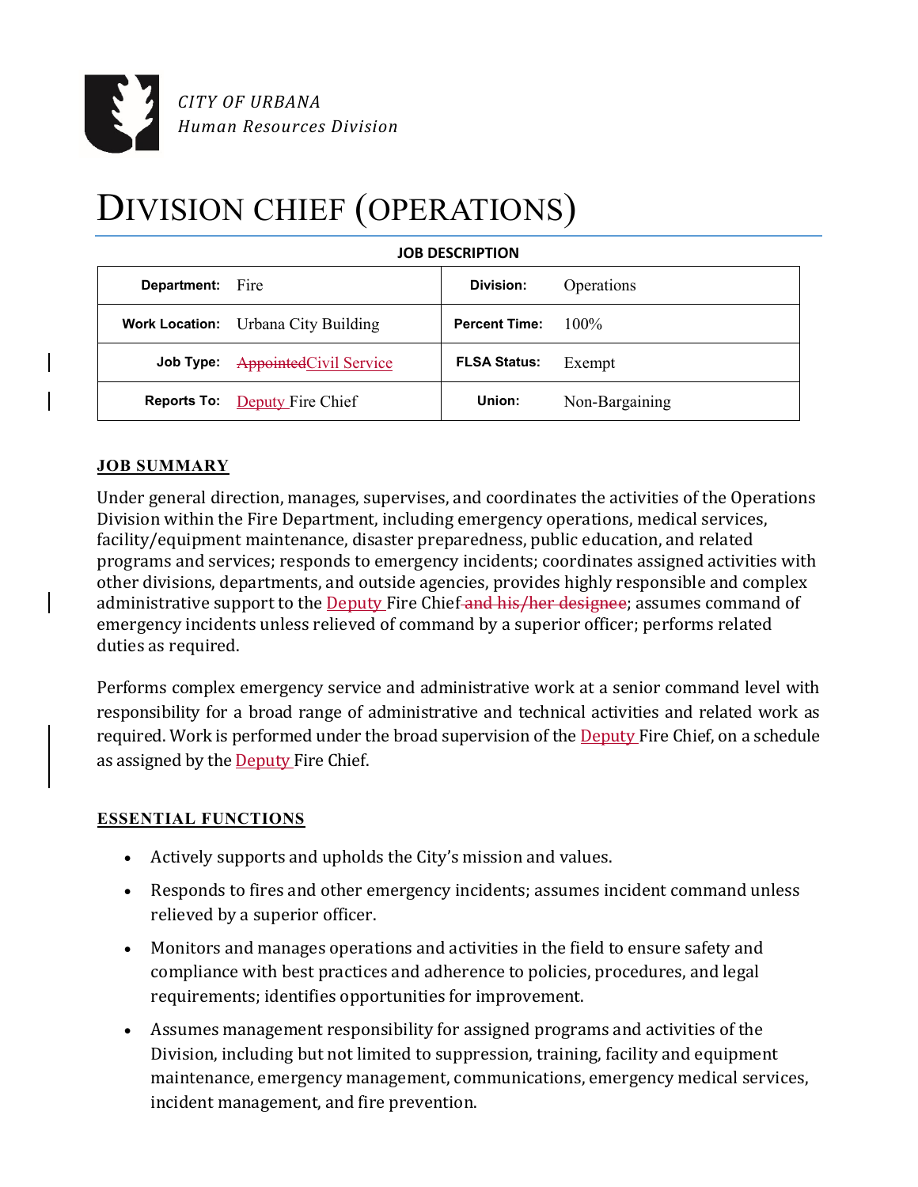*CITY OF URBANA*
*Human Resources Division*

# DIVISION CHIEF (OPERATIONS)

**JOB DESCRIPTION**

| | | | |
|---|---|---|---|
| **Department:** | Fire | **Division:** | Operations |
| **Work Location:** | Urbana City Building | **Percent Time:** | 100% |
| **Job Type:** | ~~Appointed~~Civil Service | **FLSA Status:** | Exempt |
| **Reports To:** | Deputy Fire Chief | **Union:** | Non-Bargaining |

## JOB SUMMARY

Under general direction, manages, supervises, and coordinates the activities of the Operations Division within the Fire Department, including emergency operations, medical services, facility/equipment maintenance, disaster preparedness, public education, and related programs and services; responds to emergency incidents; coordinates assigned activities with other divisions, departments, and outside agencies, provides highly responsible and complex administrative support to the Deputy Fire Chief~~ and his/her designee~~; assumes command of emergency incidents unless relieved of command by a superior officer; performs related duties as required.

Performs complex emergency service and administrative work at a senior command level with responsibility for a broad range of administrative and technical activities and related work as required. Work is performed under the broad supervision of the Deputy Fire Chief, on a schedule as assigned by the Deputy Fire Chief.

## ESSENTIAL FUNCTIONS

- Actively supports and upholds the City's mission and values.
- Responds to fires and other emergency incidents; assumes incident command unless relieved by a superior officer.
- Monitors and manages operations and activities in the field to ensure safety and compliance with best practices and adherence to policies, procedures, and legal requirements; identifies opportunities for improvement.
- Assumes management responsibility for assigned programs and activities of the Division, including but not limited to suppression, training, facility and equipment maintenance, emergency management, communications, emergency medical services, incident management, and fire prevention.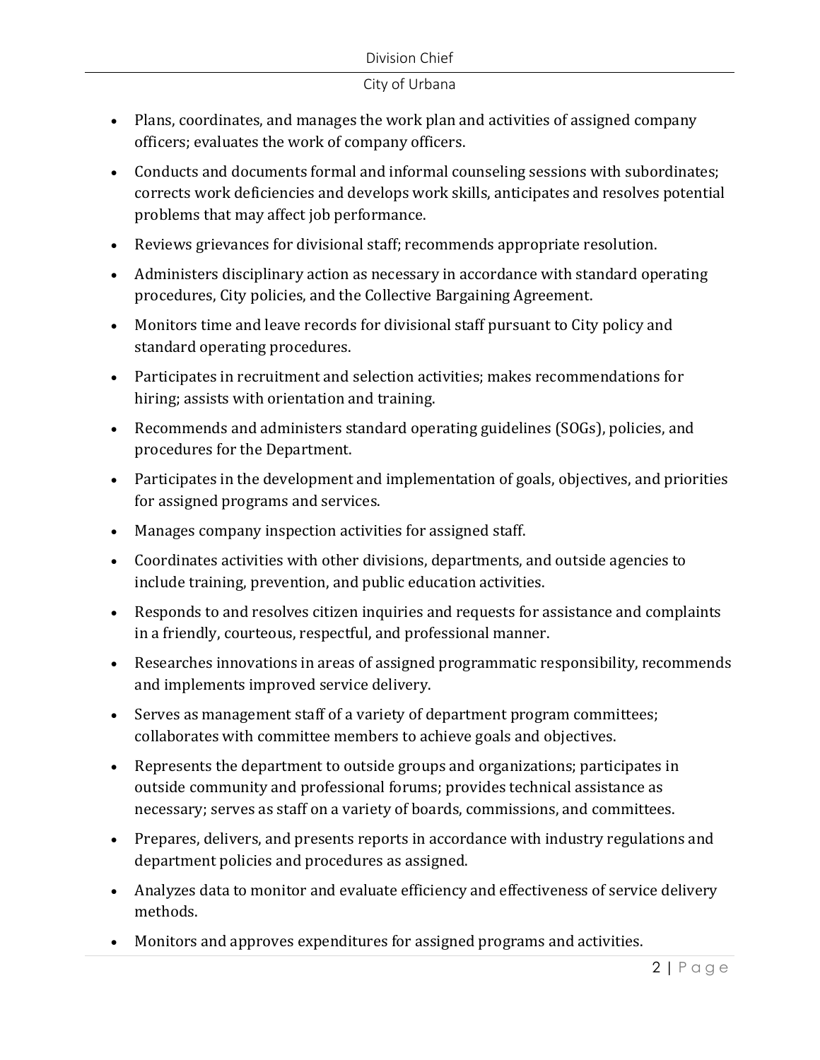- Plans, coordinates, and manages the work plan and activities of assigned company officers; evaluates the work of company officers.
- Conducts and documents formal and informal counseling sessions with subordinates; corrects work deficiencies and develops work skills, anticipates and resolves potential problems that may affect job performance.
- Reviews grievances for divisional staff; recommends appropriate resolution.
- Administers disciplinary action as necessary in accordance with standard operating procedures, City policies, and the Collective Bargaining Agreement.
- Monitors time and leave records for divisional staff pursuant to City policy and standard operating procedures.
- Participates in recruitment and selection activities; makes recommendations for hiring; assists with orientation and training.
- Recommends and administers standard operating guidelines (SOGs), policies, and procedures for the Department.
- Participates in the development and implementation of goals, objectives, and priorities for assigned programs and services.
- Manages company inspection activities for assigned staff.
- Coordinates activities with other divisions, departments, and outside agencies to include training, prevention, and public education activities.
- Responds to and resolves citizen inquiries and requests for assistance and complaints in a friendly, courteous, respectful, and professional manner.
- Researches innovations in areas of assigned programmatic responsibility, recommends and implements improved service delivery.
- Serves as management staff of a variety of department program committees; collaborates with committee members to achieve goals and objectives.
- Represents the department to outside groups and organizations; participates in outside community and professional forums; provides technical assistance as necessary; serves as staff on a variety of boards, commissions, and committees.
- Prepares, delivers, and presents reports in accordance with industry regulations and department policies and procedures as assigned.
- Analyzes data to monitor and evaluate efficiency and effectiveness of service delivery methods.
- Monitors and approves expenditures for assigned programs and activities.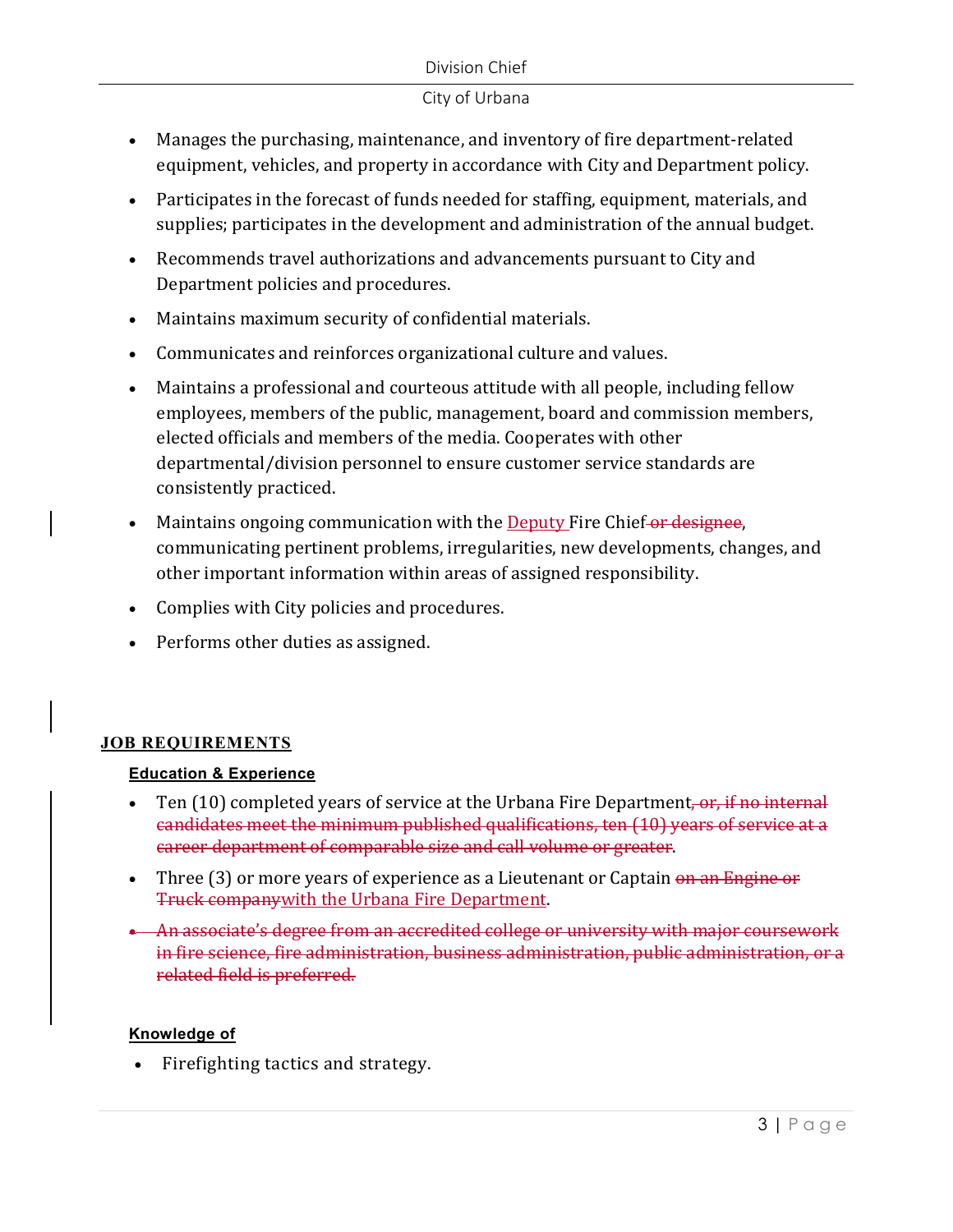- Manages the purchasing, maintenance, and inventory of fire department-related equipment, vehicles, and property in accordance with City and Department policy.
- Participates in the forecast of funds needed for staffing, equipment, materials, and supplies; participates in the development and administration of the annual budget.
- Recommends travel authorizations and advancements pursuant to City and Department policies and procedures.
- Maintains maximum security of confidential materials.
- Communicates and reinforces organizational culture and values.
- Maintains a professional and courteous attitude with all people, including fellow employees, members of the public, management, board and commission members, elected officials and members of the media. Cooperates with other departmental/division personnel to ensure customer service standards are consistently practiced.
- Maintains ongoing communication with the <u>Deputy </u>Fire Chief~~ or designee~~, communicating pertinent problems, irregularities, new developments, changes, and other important information within areas of assigned responsibility.
- Complies with City policies and procedures.
- Performs other duties as assigned.

## JOB REQUIREMENTS

### Education & Experience

- Ten (10) completed years of service at the Urbana Fire Department~~, or, if no internal candidates meet the minimum published qualifications, ten (10) years of service at a career department of comparable size and call volume or greater~~.
- Three (3) or more years of experience as a Lieutenant or Captain ~~on an Engine or Truck company~~<u>with the Urbana Fire Department</u>.
- ~~An associate's degree from an accredited college or university with major coursework in fire science, fire administration, business administration, public administration, or a related field is preferred.~~

### Knowledge of

- Firefighting tactics and strategy.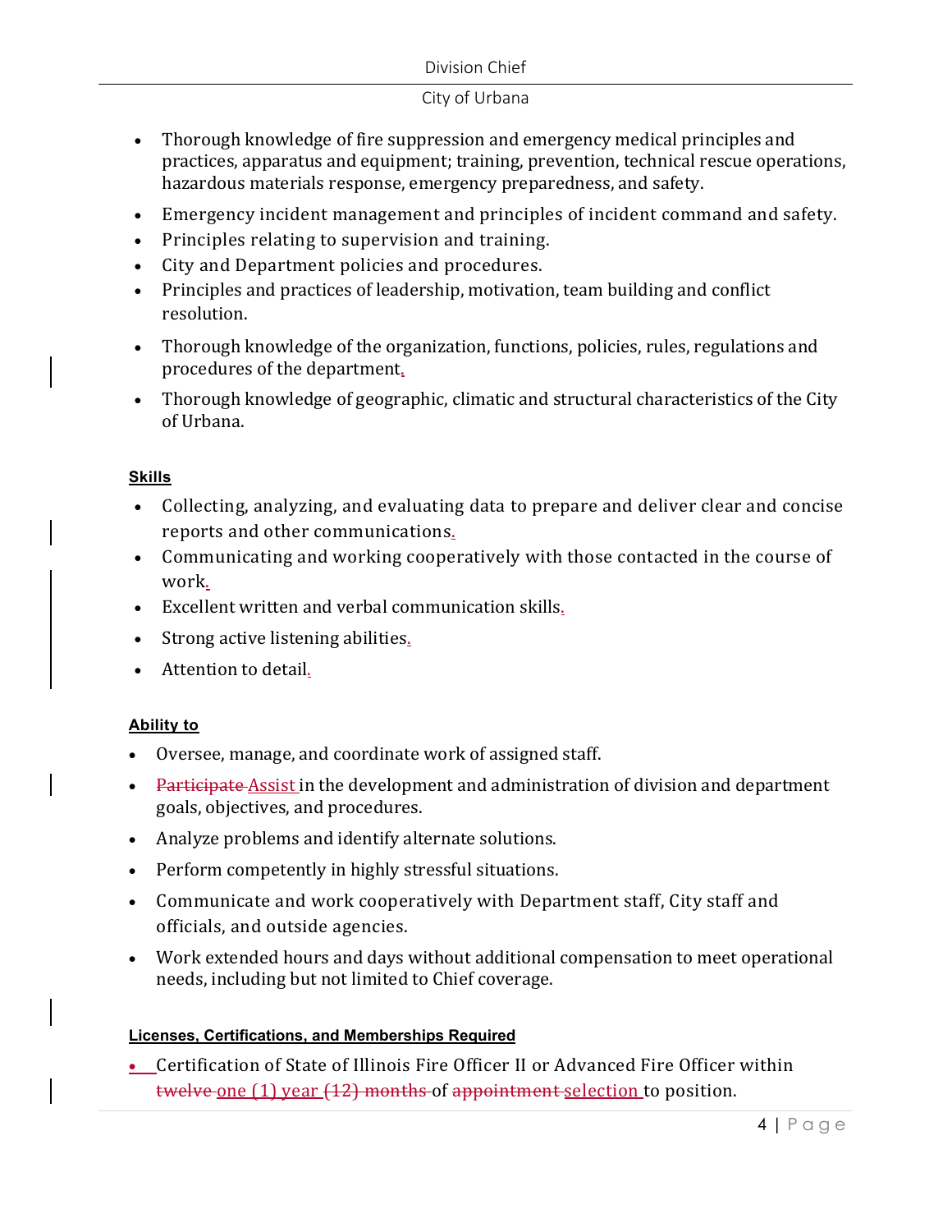- Thorough knowledge of fire suppression and emergency medical principles and practices, apparatus and equipment; training, prevention, technical rescue operations, hazardous materials response, emergency preparedness, and safety.
- Emergency incident management and principles of incident command and safety.
- Principles relating to supervision and training.
- City and Department policies and procedures.
- Principles and practices of leadership, motivation, team building and conflict resolution.
- Thorough knowledge of the organization, functions, policies, rules, regulations and procedures of the department.
- Thorough knowledge of geographic, climatic and structural characteristics of the City of Urbana.

**Skills**

- Collecting, analyzing, and evaluating data to prepare and deliver clear and concise reports and other communications.
- Communicating and working cooperatively with those contacted in the course of work.
- Excellent written and verbal communication skills.
- Strong active listening abilities.
- Attention to detail.

**Ability to**

- Oversee, manage, and coordinate work of assigned staff.
- ~~Participate~~ Assist in the development and administration of division and department goals, objectives, and procedures.
- Analyze problems and identify alternate solutions.
- Perform competently in highly stressful situations.
- Communicate and work cooperatively with Department staff, City staff and officials, and outside agencies.
- Work extended hours and days without additional compensation to meet operational needs, including but not limited to Chief coverage.

**Licenses, Certifications, and Memberships Required**

- Certification of State of Illinois Fire Officer II or Advanced Fire Officer within ~~twelve~~ one (1) year ~~(12) months~~ of ~~appointment~~ selection to position.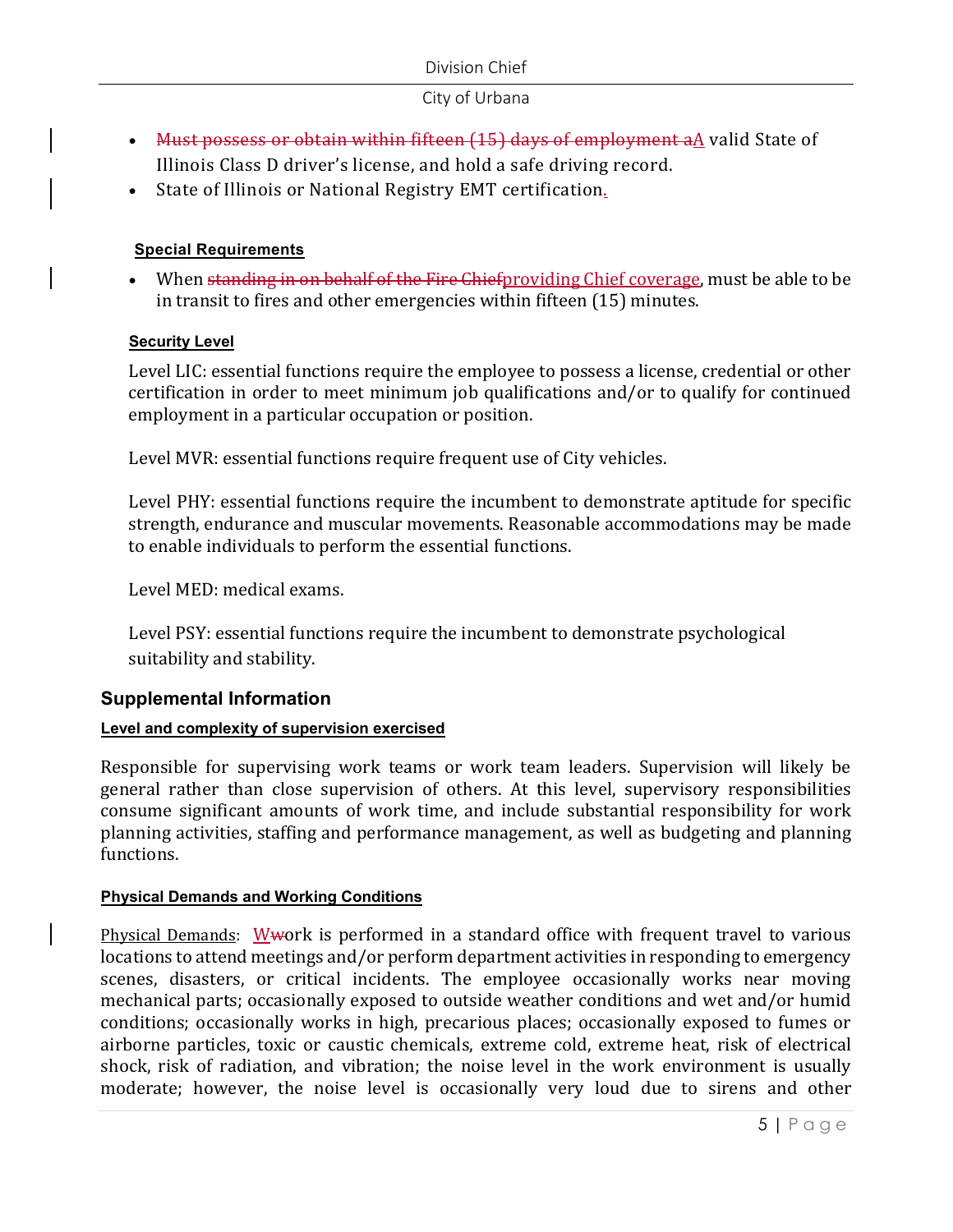- ~~Must possess or obtain within fifteen (15) days of employment a~~A valid State of Illinois Class D driver's license, and hold a safe driving record.
- State of Illinois or National Registry EMT certification.

**Special Requirements**

- When ~~standing in on behalf of the Fire Chief~~providing Chief coverage, must be able to be in transit to fires and other emergencies within fifteen (15) minutes.

**Security Level**

Level LIC: essential functions require the employee to possess a license, credential or other certification in order to meet minimum job qualifications and/or to qualify for continued employment in a particular occupation or position.

Level MVR: essential functions require frequent use of City vehicles.

Level PHY: essential functions require the incumbent to demonstrate aptitude for specific strength, endurance and muscular movements. Reasonable accommodations may be made to enable individuals to perform the essential functions.

Level MED: medical exams.

Level PSY: essential functions require the incumbent to demonstrate psychological suitability and stability.

## Supplemental Information

**Level and complexity of supervision exercised**

Responsible for supervising work teams or work team leaders. Supervision will likely be general rather than close supervision of others. At this level, supervisory responsibilities consume significant amounts of work time, and include substantial responsibility for work planning activities, staffing and performance management, as well as budgeting and planning functions.

**Physical Demands and Working Conditions**

Physical Demands: W~~w~~ork is performed in a standard office with frequent travel to various locations to attend meetings and/or perform department activities in responding to emergency scenes, disasters, or critical incidents. The employee occasionally works near moving mechanical parts; occasionally exposed to outside weather conditions and wet and/or humid conditions; occasionally works in high, precarious places; occasionally exposed to fumes or airborne particles, toxic or caustic chemicals, extreme cold, extreme heat, risk of electrical shock, risk of radiation, and vibration; the noise level in the work environment is usually moderate; however, the noise level is occasionally very loud due to sirens and other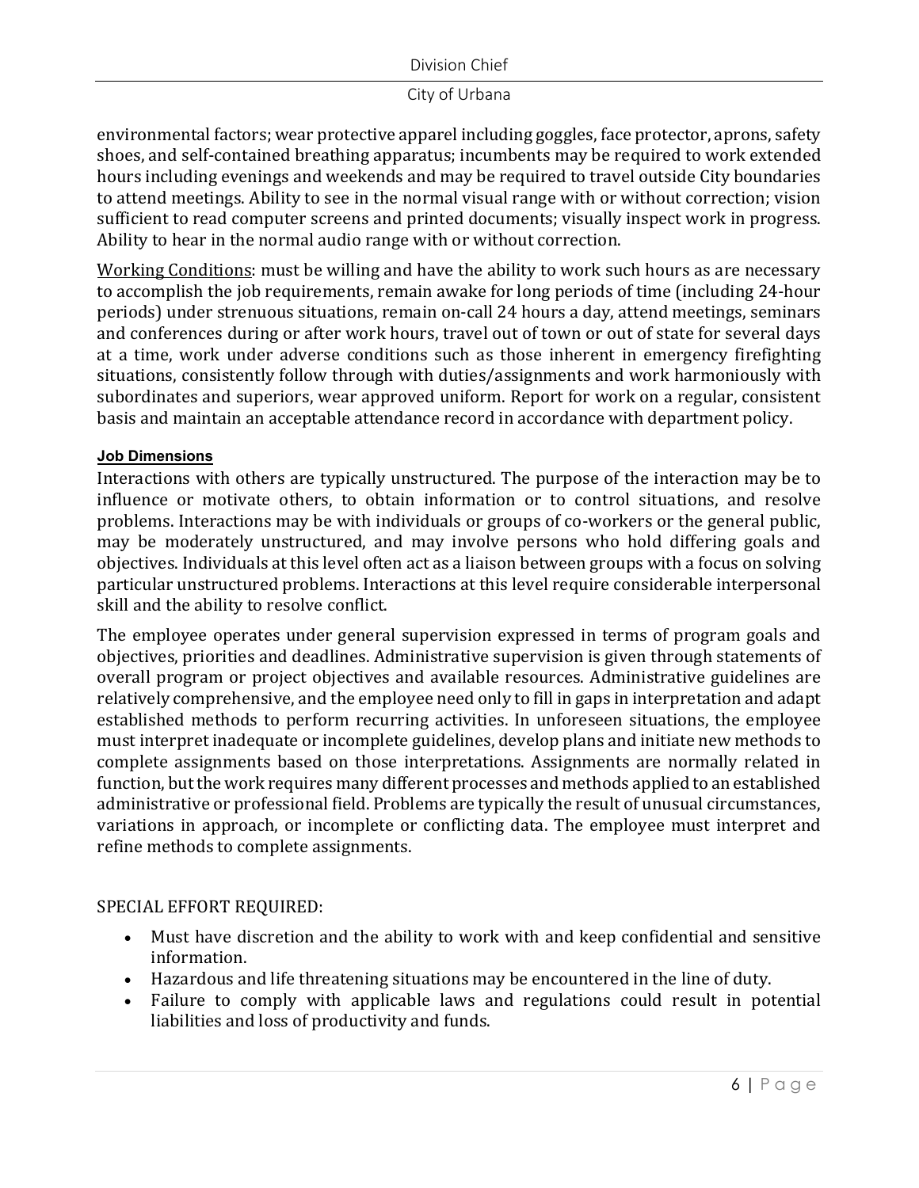environmental factors; wear protective apparel including goggles, face protector, aprons, safety shoes, and self-contained breathing apparatus; incumbents may be required to work extended hours including evenings and weekends and may be required to travel outside City boundaries to attend meetings. Ability to see in the normal visual range with or without correction; vision sufficient to read computer screens and printed documents; visually inspect work in progress. Ability to hear in the normal audio range with or without correction.

<u>Working Conditions</u>: must be willing and have the ability to work such hours as are necessary to accomplish the job requirements, remain awake for long periods of time (including 24-hour periods) under strenuous situations, remain on-call 24 hours a day, attend meetings, seminars and conferences during or after work hours, travel out of town or out of state for several days at a time, work under adverse conditions such as those inherent in emergency firefighting situations, consistently follow through with duties/assignments and work harmoniously with subordinates and superiors, wear approved uniform. Report for work on a regular, consistent basis and maintain an acceptable attendance record in accordance with department policy.

#### <u>Job Dimensions</u>

Interactions with others are typically unstructured. The purpose of the interaction may be to influence or motivate others, to obtain information or to control situations, and resolve problems. Interactions may be with individuals or groups of co-workers or the general public, may be moderately unstructured, and may involve persons who hold differing goals and objectives. Individuals at this level often act as a liaison between groups with a focus on solving particular unstructured problems. Interactions at this level require considerable interpersonal skill and the ability to resolve conflict.

The employee operates under general supervision expressed in terms of program goals and objectives, priorities and deadlines. Administrative supervision is given through statements of overall program or project objectives and available resources. Administrative guidelines are relatively comprehensive, and the employee need only to fill in gaps in interpretation and adapt established methods to perform recurring activities. In unforeseen situations, the employee must interpret inadequate or incomplete guidelines, develop plans and initiate new methods to complete assignments based on those interpretations. Assignments are normally related in function, but the work requires many different processes and methods applied to an established administrative or professional field. Problems are typically the result of unusual circumstances, variations in approach, or incomplete or conflicting data. The employee must interpret and refine methods to complete assignments.

SPECIAL EFFORT REQUIRED:

- Must have discretion and the ability to work with and keep confidential and sensitive information.
- Hazardous and life threatening situations may be encountered in the line of duty.
- Failure to comply with applicable laws and regulations could result in potential liabilities and loss of productivity and funds.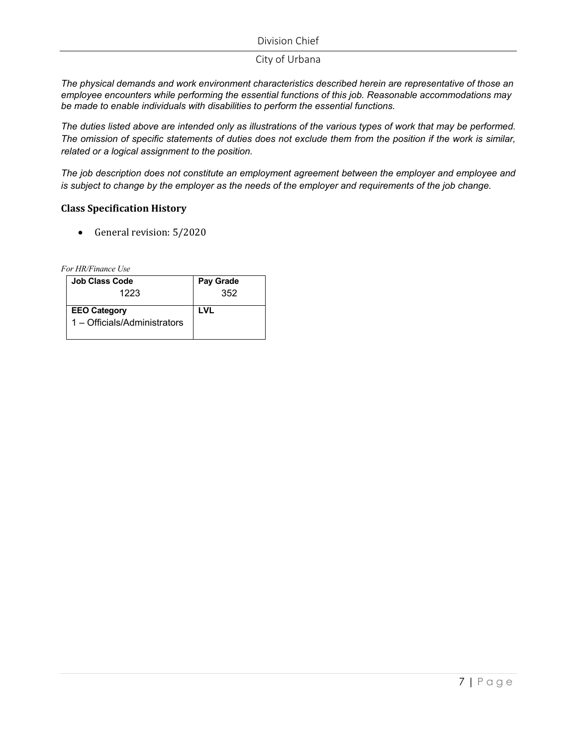*The physical demands and work environment characteristics described herein are representative of those an employee encounters while performing the essential functions of this job. Reasonable accommodations may be made to enable individuals with disabilities to perform the essential functions.*

*The duties listed above are intended only as illustrations of the various types of work that may be performed. The omission of specific statements of duties does not exclude them from the position if the work is similar, related or a logical assignment to the position.*

*The job description does not constitute an employment agreement between the employer and employee and is subject to change by the employer as the needs of the employer and requirements of the job change.*

## Class Specification History

- General revision: 5/2020

*For HR/Finance Use*

| | |
|---|---|
| **Job Class Code**<br>1223 | **Pay Grade**<br>352 |
| **EEO Category**<br>1 – Officials/Administrators | **LVL** |